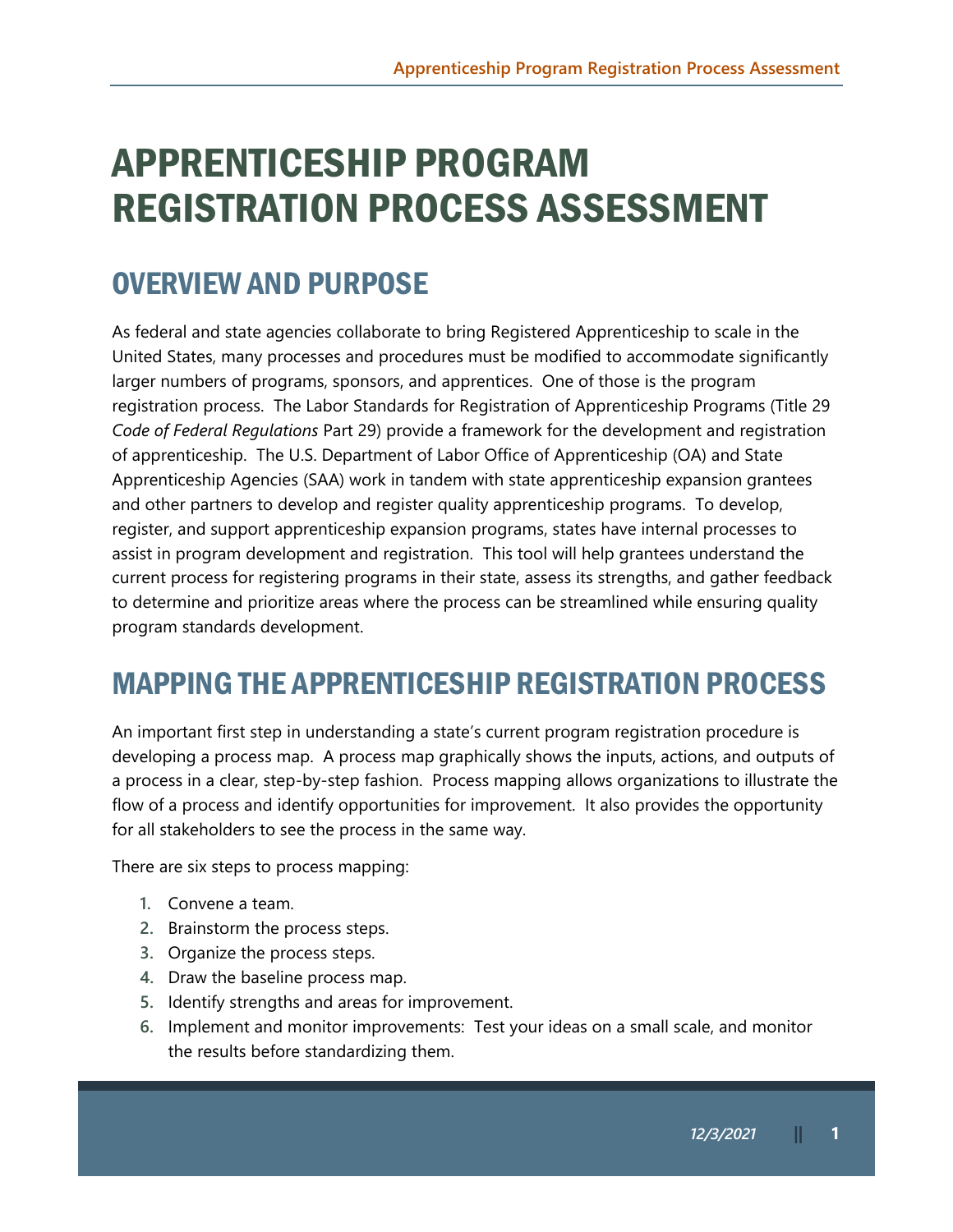# APPRENTICESHIP PROGRAM REGISTRATION PROCESS ASSESSMENT

## OVERVIEW AND PURPOSE

As federal and state agencies collaborate to bring Registered Apprenticeship to scale in the United States, many processes and procedures must be modified to accommodate significantly larger numbers of programs, sponsors, and apprentices. One of those is the program registration process. The Labor Standards for Registration of Apprenticeship Programs (Title 29 *Code of Federal Regulations* Part 29) provide a framework for the development and registration of apprenticeship. The U.S. Department of Labor Office of Apprenticeship (OA) and State Apprenticeship Agencies (SAA) work in tandem with state apprenticeship expansion grantees and other partners to develop and register quality apprenticeship programs. To develop, register, and support apprenticeship expansion programs, states have internal processes to assist in program development and registration. This tool will help grantees understand the current process for registering programs in their state, assess its strengths, and gather feedback to determine and prioritize areas where the process can be streamlined while ensuring quality program standards development.

## MAPPING THE APPRENTICESHIP REGISTRATION PROCESS

An important first step in understanding a state's current program registration procedure is developing a process map. A process map graphically shows the inputs, actions, and outputs of a process in a clear, step-by-step fashion. Process mapping allows organizations to illustrate the flow of a process and identify opportunities for improvement. It also provides the opportunity for all stakeholders to see the process in the same way.

There are six steps to process mapping:

1. Convene a team.
2. Brainstorm the process steps.
3. Organize the process steps.
4. Draw the baseline process map.
5. Identify strengths and areas for improvement.
6. Implement and monitor improvements: Test your ideas on a small scale, and monitor the results before standardizing them.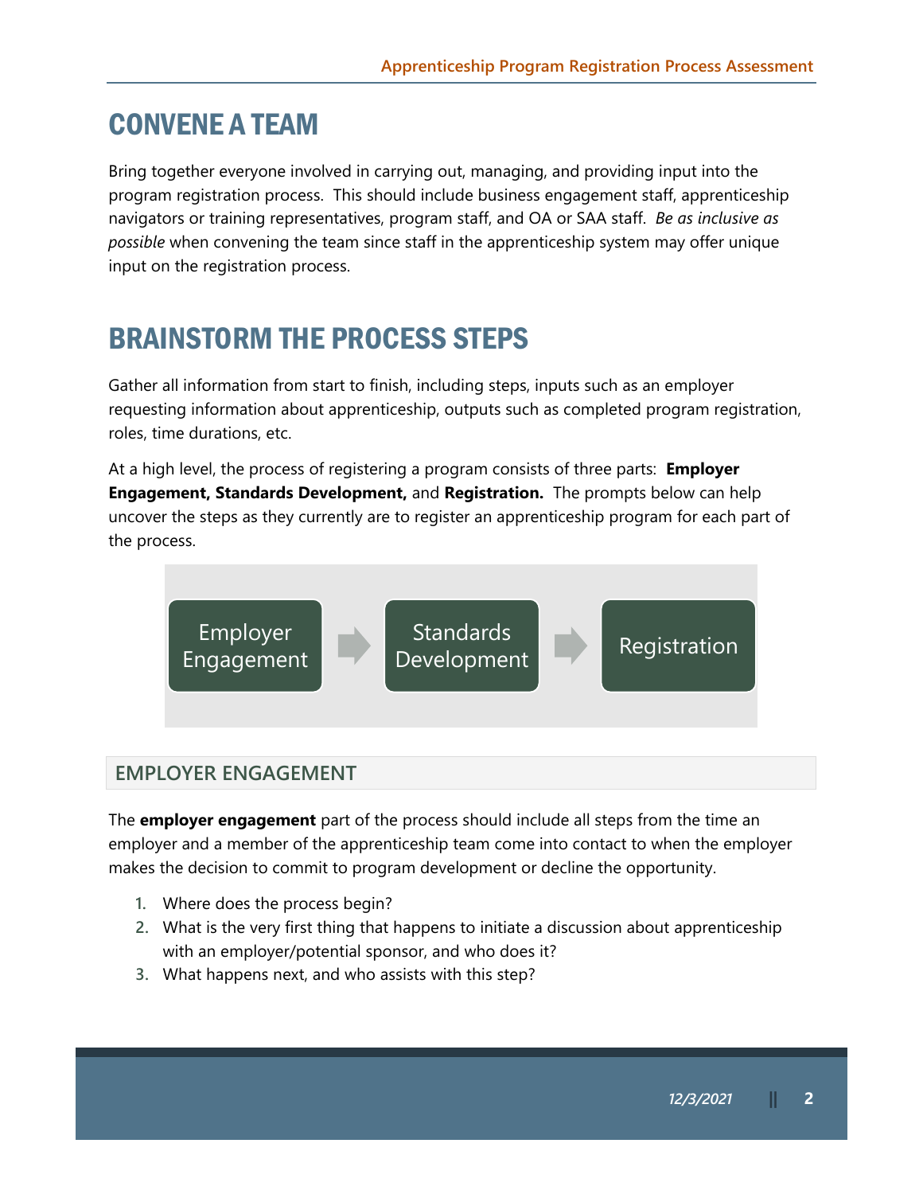# CONVENE A TEAM

Bring together everyone involved in carrying out, managing, and providing input into the program registration process. This should include business engagement staff, apprenticeship navigators or training representatives, program staff, and OA or SAA staff. *Be as inclusive as possible* when convening the team since staff in the apprenticeship system may offer unique input on the registration process.

# BRAINSTORM THE PROCESS STEPS

Gather all information from start to finish, including steps, inputs such as an employer requesting information about apprenticeship, outputs such as completed program registration, roles, time durations, etc.

At a high level, the process of registering a program consists of three parts: **Employer Engagement, Standards Development,** and **Registration.** The prompts below can help uncover the steps as they currently are to register an apprenticeship program for each part of the process.

Employer Engagement → Standards Development → Registration

## EMPLOYER ENGAGEMENT

The **employer engagement** part of the process should include all steps from the time an employer and a member of the apprenticeship team come into contact to when the employer makes the decision to commit to program development or decline the opportunity.

1. Where does the process begin?
2. What is the very first thing that happens to initiate a discussion about apprenticeship with an employer/potential sponsor, and who does it?
3. What happens next, and who assists with this step?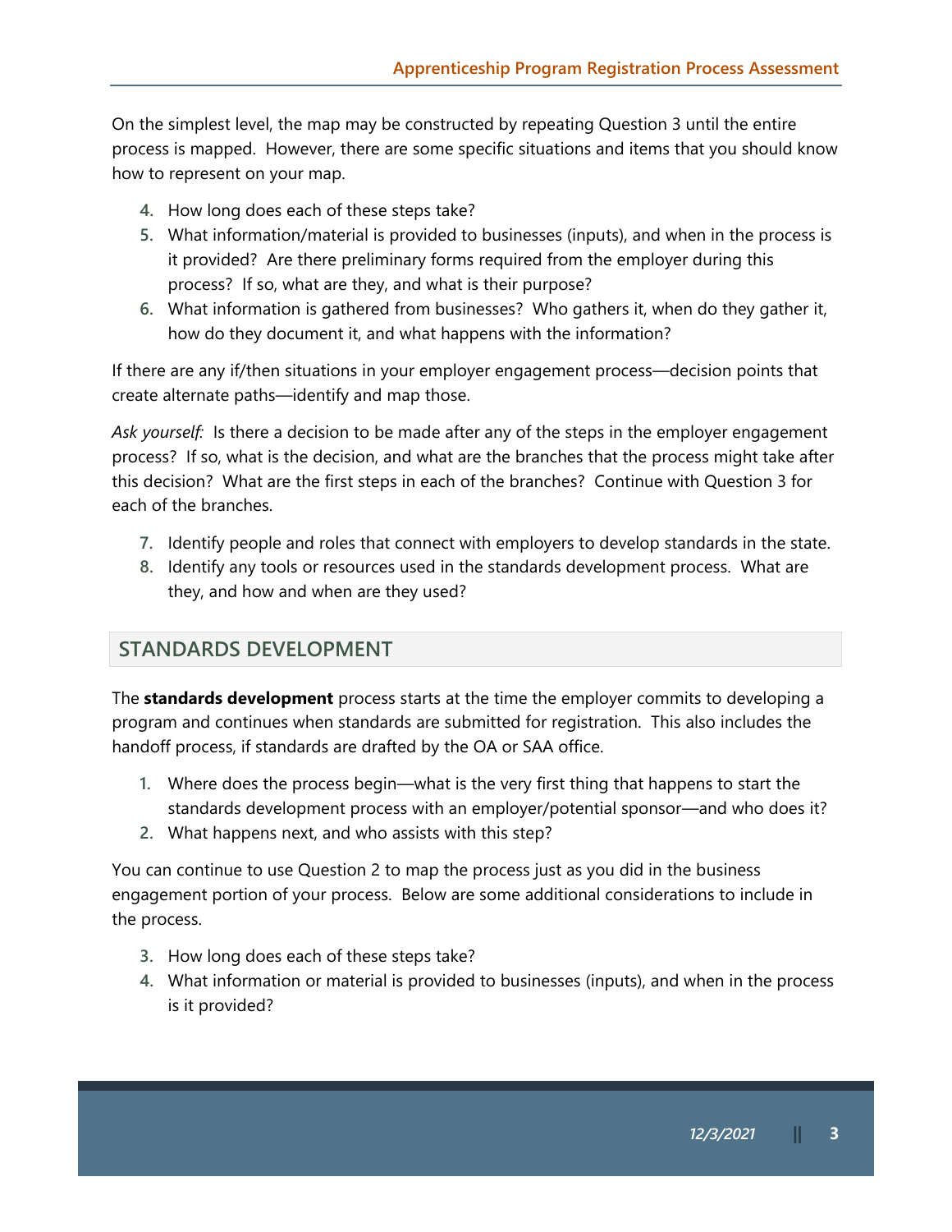On the simplest level, the map may be constructed by repeating Question 3 until the entire process is mapped. However, there are some specific situations and items that you should know how to represent on your map.

4. How long does each of these steps take?
5. What information/material is provided to businesses (inputs), and when in the process is it provided? Are there preliminary forms required from the employer during this process? If so, what are they, and what is their purpose?
6. What information is gathered from businesses? Who gathers it, when do they gather it, how do they document it, and what happens with the information?

If there are any if/then situations in your employer engagement process—decision points that create alternate paths—identify and map those.

*Ask yourself:* Is there a decision to be made after any of the steps in the employer engagement process? If so, what is the decision, and what are the branches that the process might take after this decision? What are the first steps in each of the branches? Continue with Question 3 for each of the branches.

7. Identify people and roles that connect with employers to develop standards in the state.
8. Identify any tools or resources used in the standards development process. What are they, and how and when are they used?

## STANDARDS DEVELOPMENT

The **standards development** process starts at the time the employer commits to developing a program and continues when standards are submitted for registration. This also includes the handoff process, if standards are drafted by the OA or SAA office.

1. Where does the process begin—what is the very first thing that happens to start the standards development process with an employer/potential sponsor—and who does it?
2. What happens next, and who assists with this step?

You can continue to use Question 2 to map the process just as you did in the business engagement portion of your process. Below are some additional considerations to include in the process.

3. How long does each of these steps take?
4. What information or material is provided to businesses (inputs), and when in the process is it provided?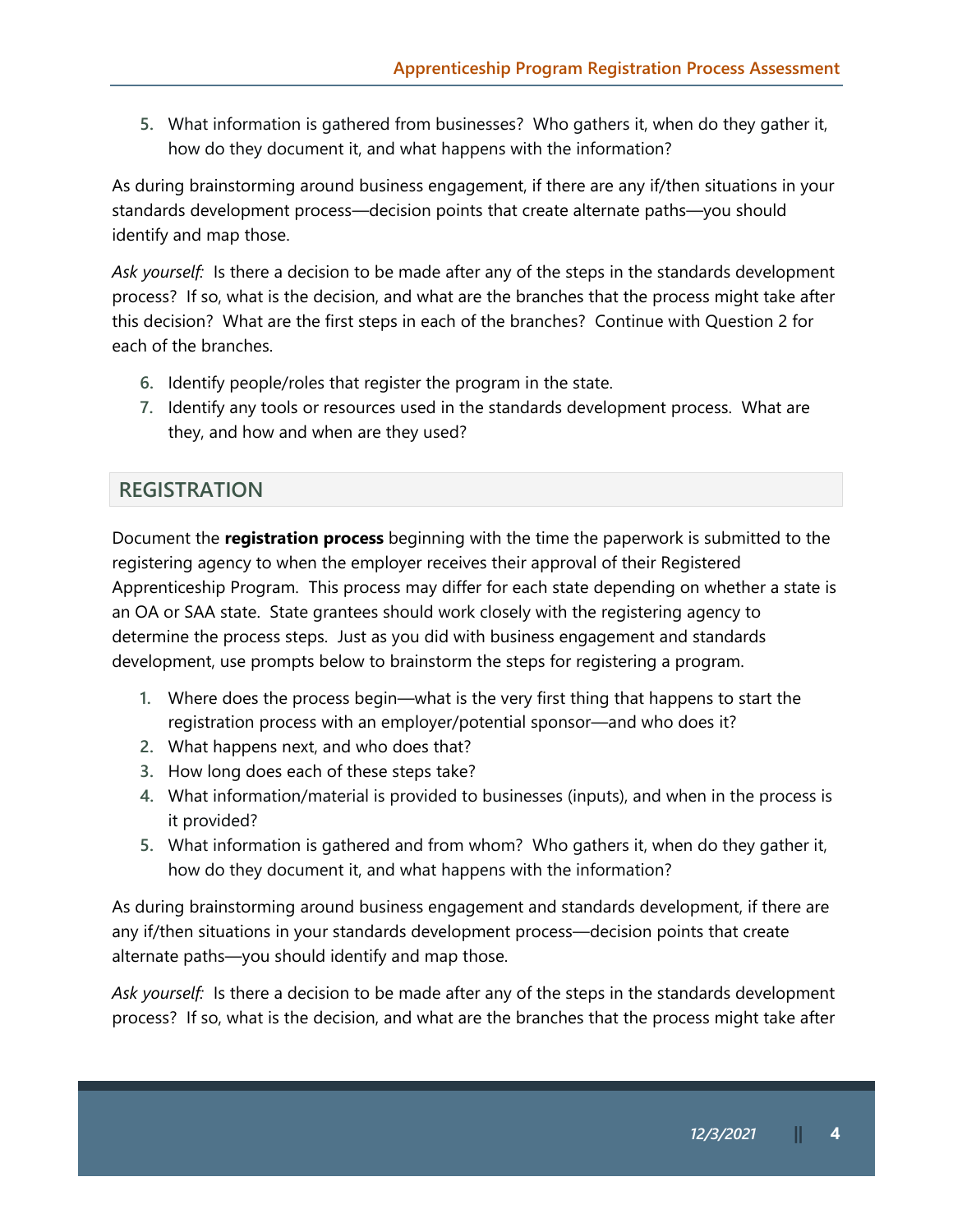5. What information is gathered from businesses? Who gathers it, when do they gather it, how do they document it, and what happens with the information?

As during brainstorming around business engagement, if there are any if/then situations in your standards development process—decision points that create alternate paths—you should identify and map those.

*Ask yourself:* Is there a decision to be made after any of the steps in the standards development process? If so, what is the decision, and what are the branches that the process might take after this decision? What are the first steps in each of the branches? Continue with Question 2 for each of the branches.

6. Identify people/roles that register the program in the state.
7. Identify any tools or resources used in the standards development process. What are they, and how and when are they used?

## REGISTRATION

Document the **registration process** beginning with the time the paperwork is submitted to the registering agency to when the employer receives their approval of their Registered Apprenticeship Program. This process may differ for each state depending on whether a state is an OA or SAA state. State grantees should work closely with the registering agency to determine the process steps. Just as you did with business engagement and standards development, use prompts below to brainstorm the steps for registering a program.

1. Where does the process begin—what is the very first thing that happens to start the registration process with an employer/potential sponsor—and who does it?
2. What happens next, and who does that?
3. How long does each of these steps take?
4. What information/material is provided to businesses (inputs), and when in the process is it provided?
5. What information is gathered and from whom? Who gathers it, when do they gather it, how do they document it, and what happens with the information?

As during brainstorming around business engagement and standards development, if there are any if/then situations in your standards development process—decision points that create alternate paths—you should identify and map those.

*Ask yourself:* Is there a decision to be made after any of the steps in the standards development process? If so, what is the decision, and what are the branches that the process might take after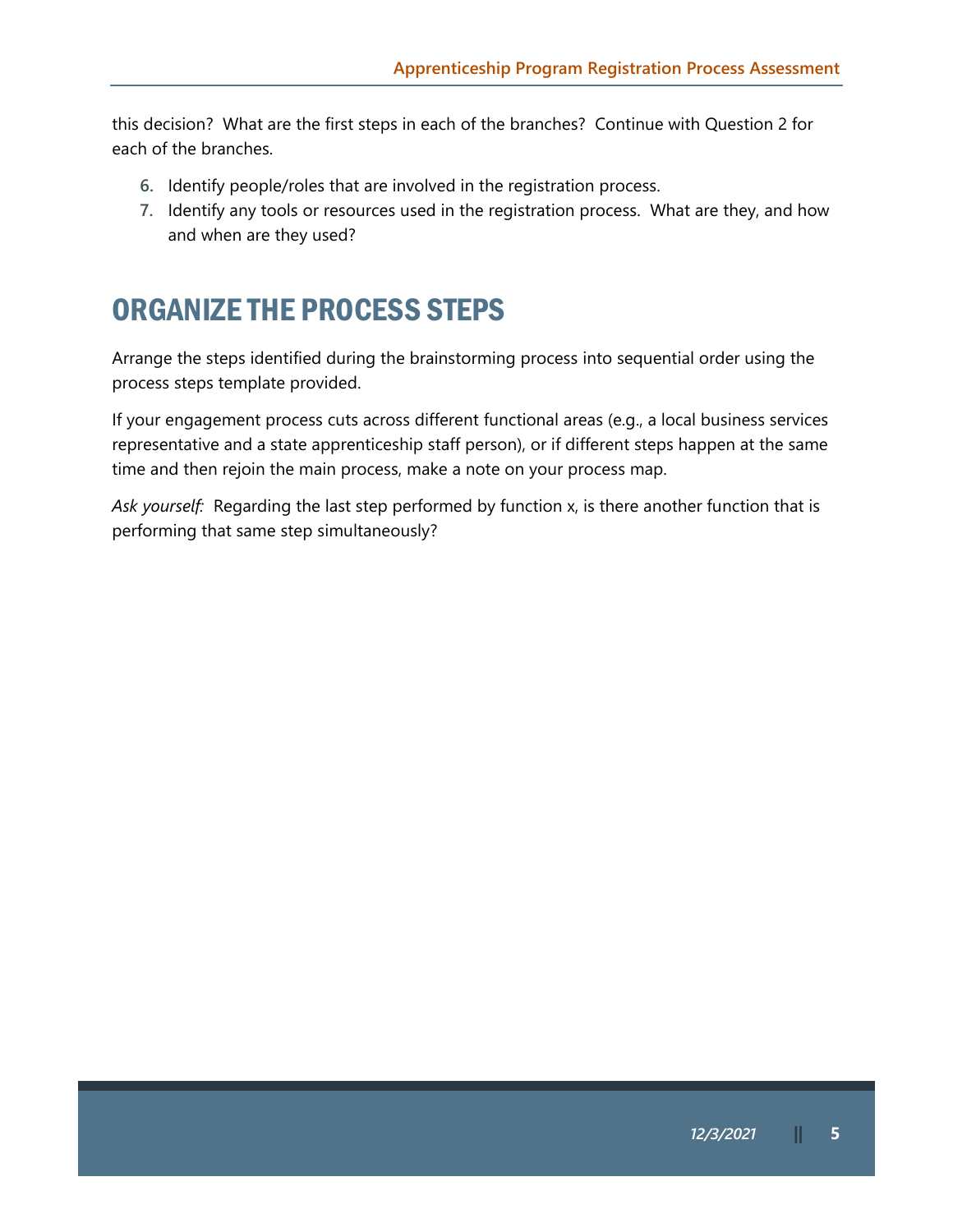this decision? What are the first steps in each of the branches? Continue with Question 2 for each of the branches.

6. Identify people/roles that are involved in the registration process.
7. Identify any tools or resources used in the registration process. What are they, and how and when are they used?

# ORGANIZE THE PROCESS STEPS

Arrange the steps identified during the brainstorming process into sequential order using the process steps template provided.

If your engagement process cuts across different functional areas (e.g., a local business services representative and a state apprenticeship staff person), or if different steps happen at the same time and then rejoin the main process, make a note on your process map.

*Ask yourself:* Regarding the last step performed by function x, is there another function that is performing that same step simultaneously?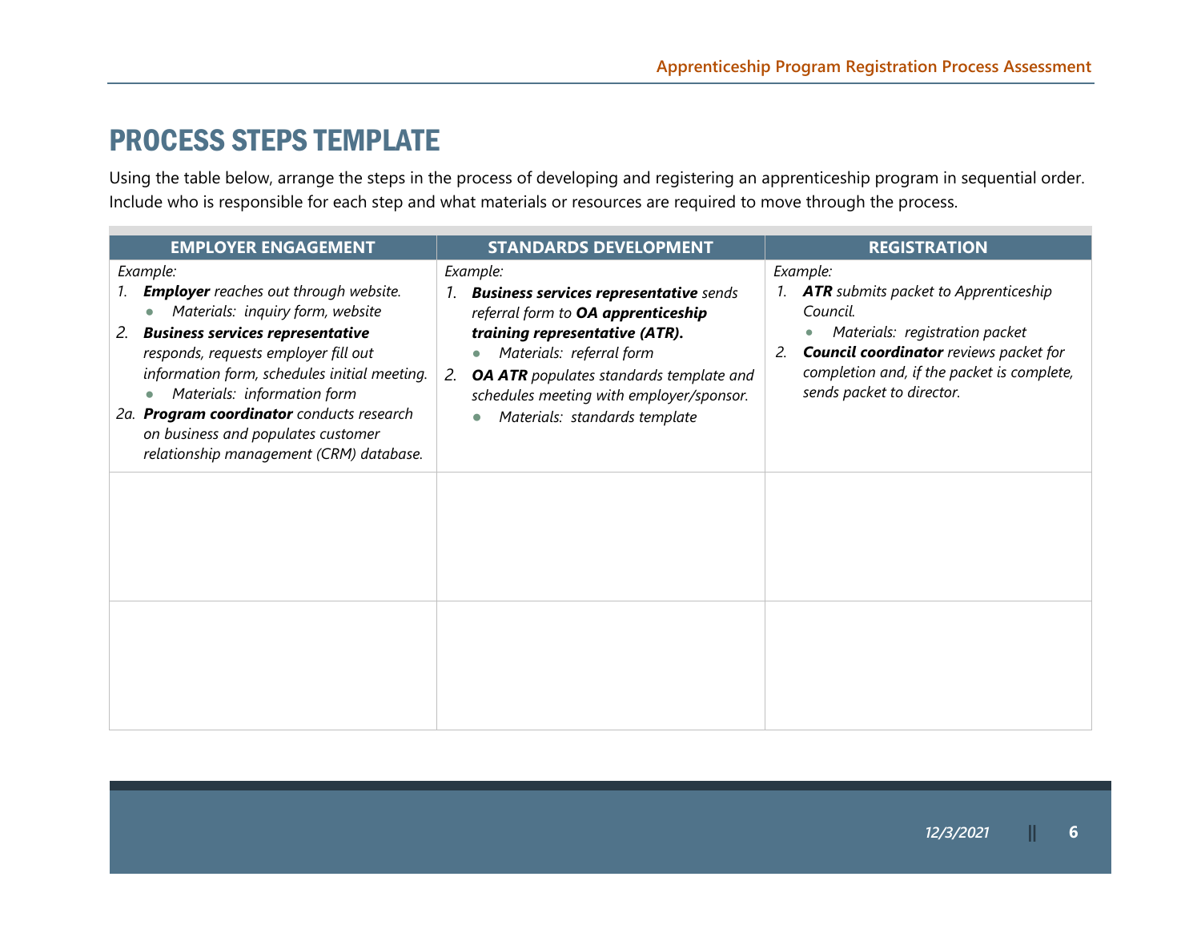## PROCESS STEPS TEMPLATE

Using the table below, arrange the steps in the process of developing and registering an apprenticeship program in sequential order. Include who is responsible for each step and what materials or resources are required to move through the process.

| EMPLOYER ENGAGEMENT | STANDARDS DEVELOPMENT | REGISTRATION |
|---|---|---|
| *Example:*<br>1. ***Employer*** *reaches out through website.*<br>• *Materials: inquiry form, website*<br>2. ***Business services representative*** *responds, requests employer fill out information form, schedules initial meeting.*<br>• *Materials: information form*<br>2a. ***Program coordinator*** *conducts research on business and populates customer relationship management (CRM) database.* | *Example:*<br>1. ***Business services representative*** *sends referral form to* ***OA apprenticeship training representative (ATR).***<br>• *Materials: referral form*<br>2. ***OA ATR*** *populates standards template and schedules meeting with employer/sponsor.*<br>• *Materials: standards template* | *Example:*<br>1. ***ATR*** *submits packet to Apprenticeship Council.*<br>• *Materials: registration packet*<br>2. ***Council coordinator*** *reviews packet for completion and, if the packet is complete, sends packet to director.* |
| | | |
| | | |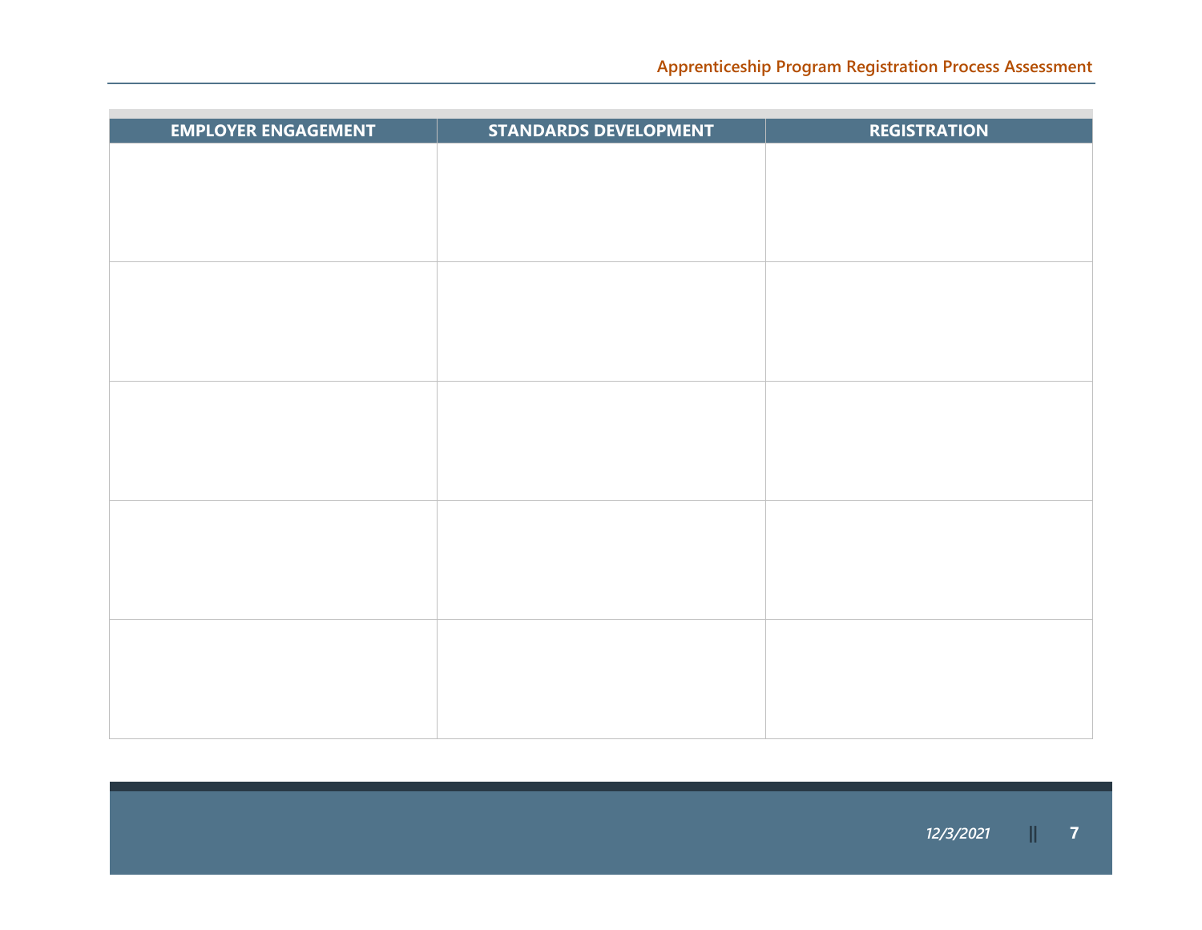| EMPLOYER ENGAGEMENT | STANDARDS DEVELOPMENT | REGISTRATION |
|---|---|---|
| | | |
| | | |
| | | |
| | | |
| | | |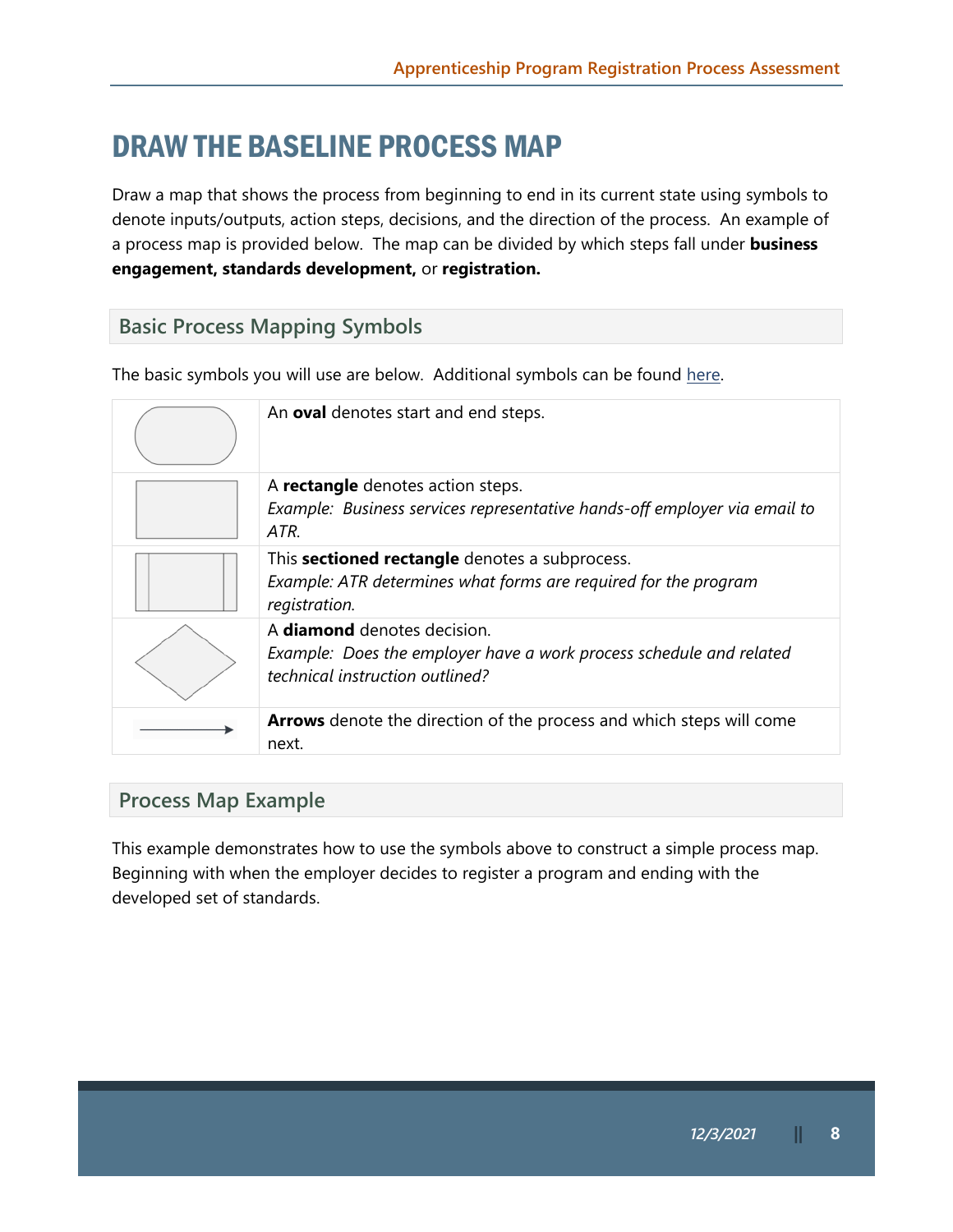# DRAW THE BASELINE PROCESS MAP

Draw a map that shows the process from beginning to end in its current state using symbols to denote inputs/outputs, action steps, decisions, and the direction of the process. An example of a process map is provided below. The map can be divided by which steps fall under **business engagement, standards development,** or **registration.**

## Basic Process Mapping Symbols

The basic symbols you will use are below. Additional symbols can be found here.

| Symbol | Description |
| --- | --- |
| | An **oval** denotes start and end steps. |
| | A **rectangle** denotes action steps.<br>*Example: Business services representative hands-off employer via email to ATR.* |
| | This **sectioned rectangle** denotes a subprocess.<br>*Example: ATR determines what forms are required for the program registration.* |
| | A **diamond** denotes decision.<br>*Example: Does the employer have a work process schedule and related technical instruction outlined?* |
| | **Arrows** denote the direction of the process and which steps will come next. |

## Process Map Example

This example demonstrates how to use the symbols above to construct a simple process map. Beginning with when the employer decides to register a program and ending with the developed set of standards.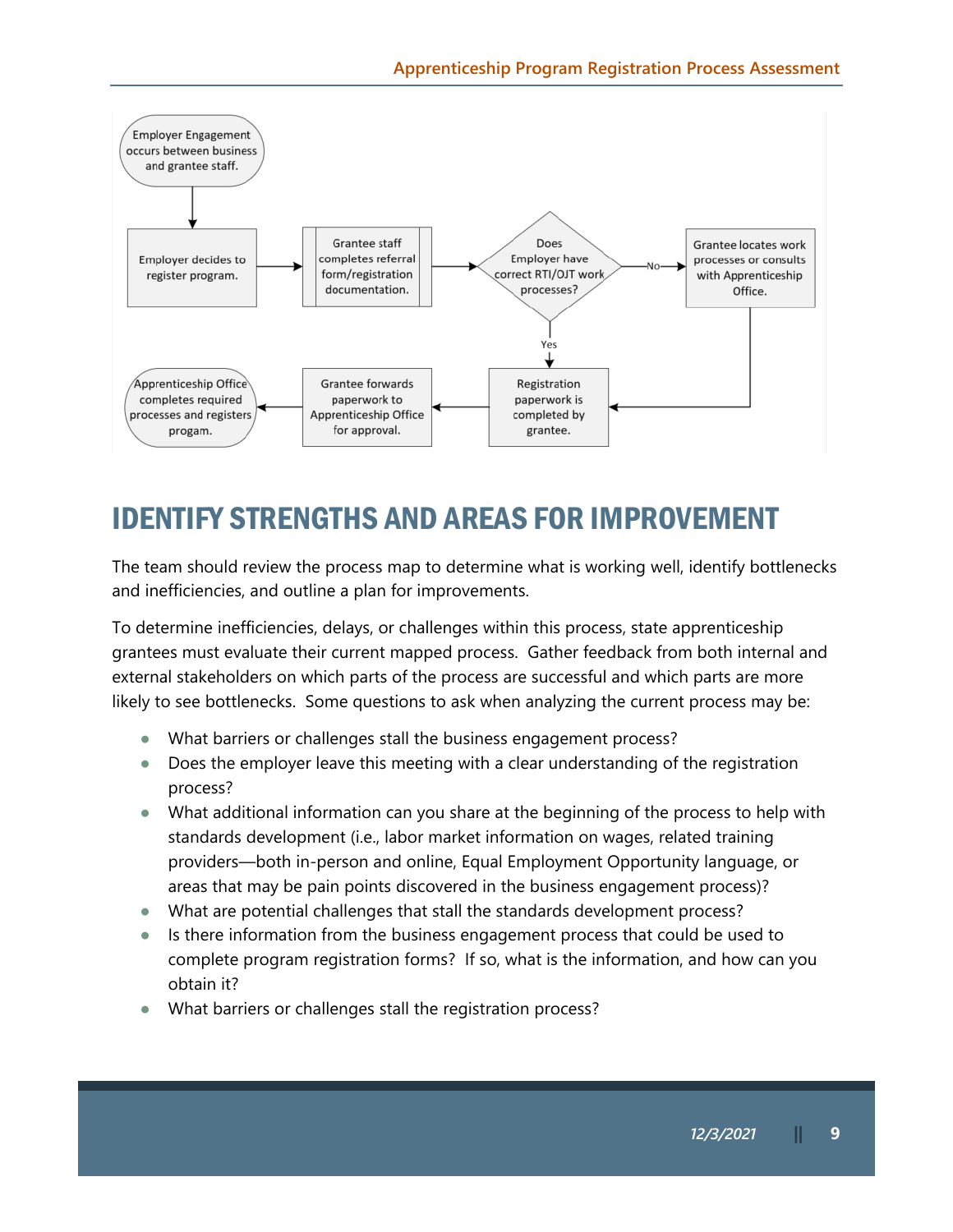Employer Engagement occurs between business and grantee staff.

Employer decides to register program.

Grantee staff completes referral form/registration documentation.

Does Employer have correct RTI/OJT work processes?

- No → Grantee locates work processes or consults with Apprenticeship Office.
- Yes → Registration paperwork is completed by grantee.

Grantee forwards paperwork to Apprenticeship Office for approval.

Apprenticeship Office completes required processes and registers progam.

# IDENTIFY STRENGTHS AND AREAS FOR IMPROVEMENT

The team should review the process map to determine what is working well, identify bottlenecks and inefficiencies, and outline a plan for improvements.

To determine inefficiencies, delays, or challenges within this process, state apprenticeship grantees must evaluate their current mapped process. Gather feedback from both internal and external stakeholders on which parts of the process are successful and which parts are more likely to see bottlenecks. Some questions to ask when analyzing the current process may be:

- What barriers or challenges stall the business engagement process?
- Does the employer leave this meeting with a clear understanding of the registration process?
- What additional information can you share at the beginning of the process to help with standards development (i.e., labor market information on wages, related training providers—both in-person and online, Equal Employment Opportunity language, or areas that may be pain points discovered in the business engagement process)?
- What are potential challenges that stall the standards development process?
- Is there information from the business engagement process that could be used to complete program registration forms? If so, what is the information, and how can you obtain it?
- What barriers or challenges stall the registration process?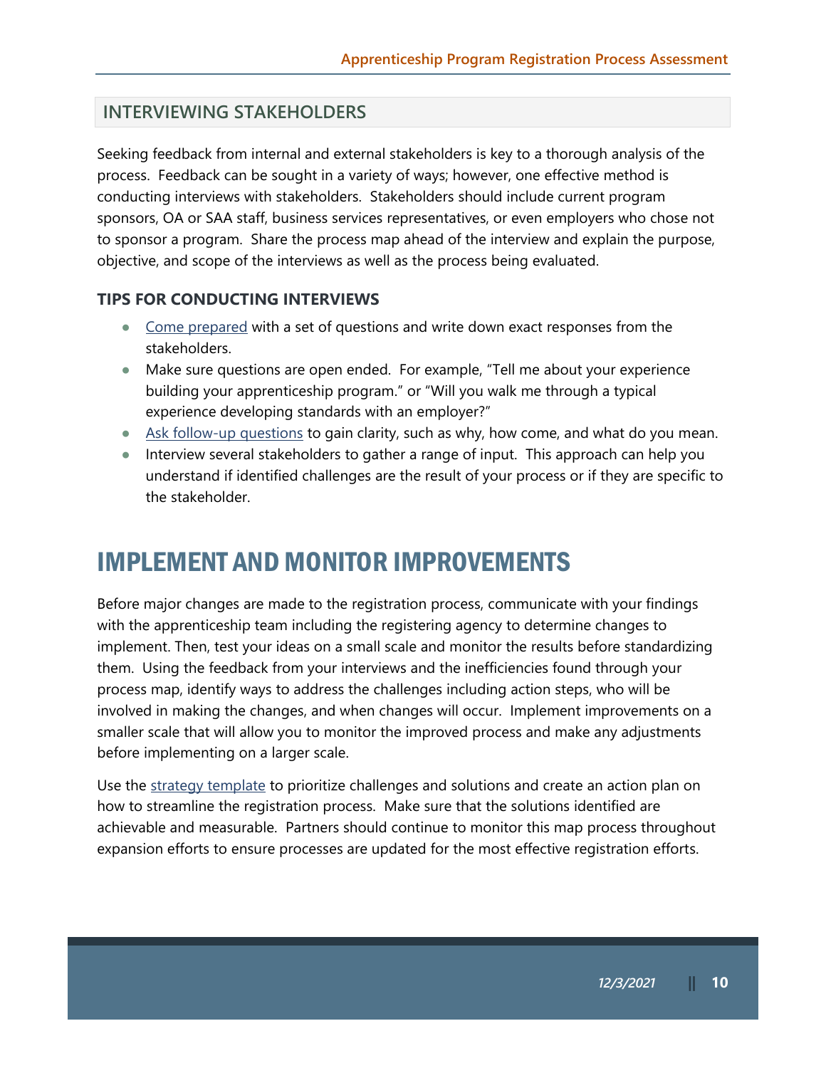## INTERVIEWING STAKEHOLDERS

Seeking feedback from internal and external stakeholders is key to a thorough analysis of the process. Feedback can be sought in a variety of ways; however, one effective method is conducting interviews with stakeholders. Stakeholders should include current program sponsors, OA or SAA staff, business services representatives, or even employers who chose not to sponsor a program. Share the process map ahead of the interview and explain the purpose, objective, and scope of the interviews as well as the process being evaluated.

### TIPS FOR CONDUCTING INTERVIEWS

- Come prepared with a set of questions and write down exact responses from the stakeholders.
- Make sure questions are open ended. For example, "Tell me about your experience building your apprenticeship program." or "Will you walk me through a typical experience developing standards with an employer?"
- Ask follow-up questions to gain clarity, such as why, how come, and what do you mean.
- Interview several stakeholders to gather a range of input. This approach can help you understand if identified challenges are the result of your process or if they are specific to the stakeholder.

# IMPLEMENT AND MONITOR IMPROVEMENTS

Before major changes are made to the registration process, communicate with your findings with the apprenticeship team including the registering agency to determine changes to implement. Then, test your ideas on a small scale and monitor the results before standardizing them. Using the feedback from your interviews and the inefficiencies found through your process map, identify ways to address the challenges including action steps, who will be involved in making the changes, and when changes will occur. Implement improvements on a smaller scale that will allow you to monitor the improved process and make any adjustments before implementing on a larger scale.

Use the strategy template to prioritize challenges and solutions and create an action plan on how to streamline the registration process. Make sure that the solutions identified are achievable and measurable. Partners should continue to monitor this map process throughout expansion efforts to ensure processes are updated for the most effective registration efforts.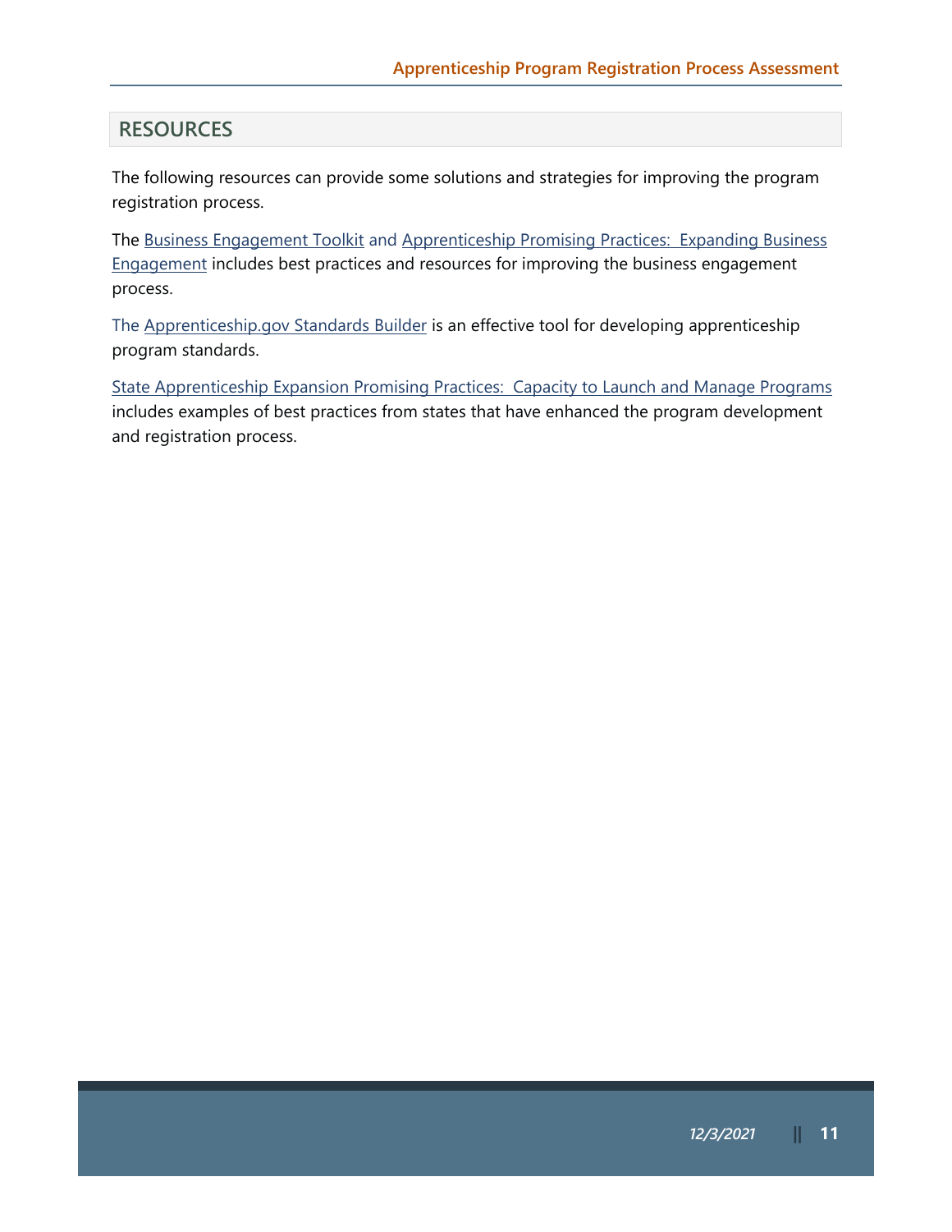## RESOURCES

The following resources can provide some solutions and strategies for improving the program registration process.

The Business Engagement Toolkit and Apprenticeship Promising Practices: Expanding Business Engagement includes best practices and resources for improving the business engagement process.

The Apprenticeship.gov Standards Builder is an effective tool for developing apprenticeship program standards.

State Apprenticeship Expansion Promising Practices: Capacity to Launch and Manage Programs includes examples of best practices from states that have enhanced the program development and registration process.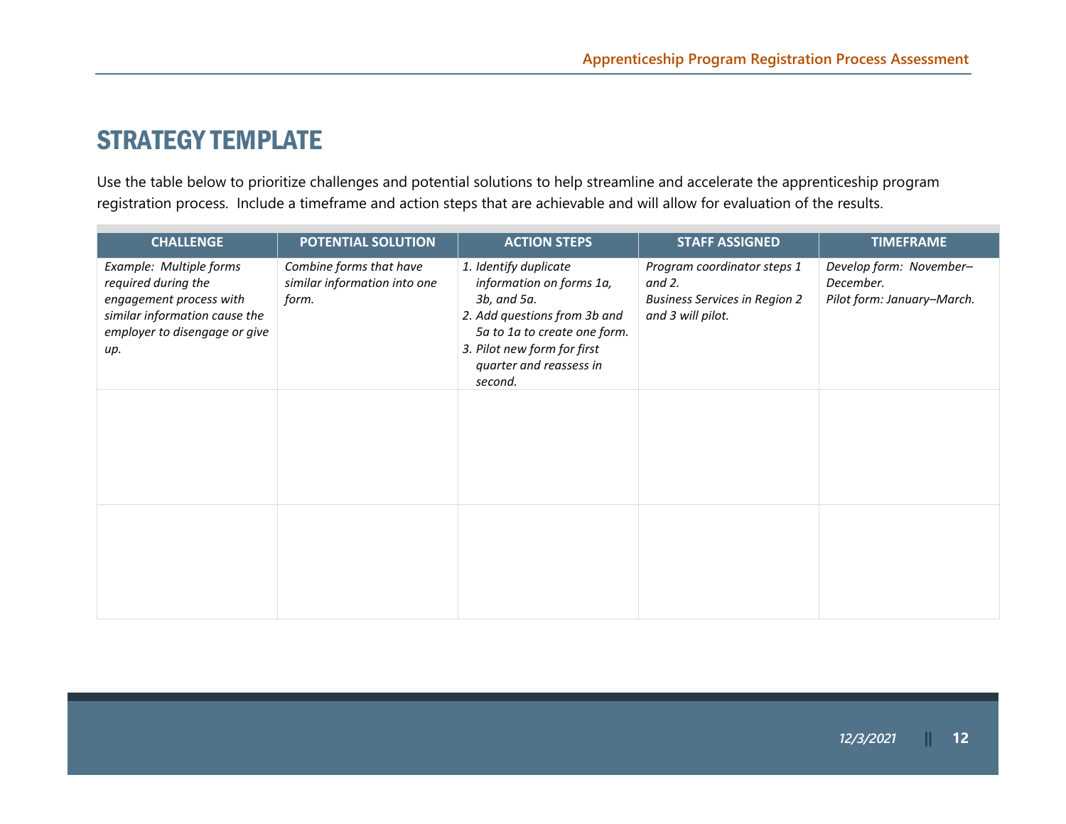# STRATEGY TEMPLATE

Use the table below to prioritize challenges and potential solutions to help streamline and accelerate the apprenticeship program registration process. Include a timeframe and action steps that are achievable and will allow for evaluation of the results.

| CHALLENGE | POTENTIAL SOLUTION | ACTION STEPS | STAFF ASSIGNED | TIMEFRAME |
|---|---|---|---|---|
| *Example: Multiple forms required during the engagement process with similar information cause the employer to disengage or give up.* | *Combine forms that have similar information into one form.* | *1. Identify duplicate information on forms 1a, 3b, and 5a.*<br>*2. Add questions from 3b and 5a to 1a to create one form.*<br>*3. Pilot new form for first quarter and reassess in second.* | *Program coordinator steps 1 and 2.*<br>*Business Services in Region 2 and 3 will pilot.* | *Develop form: November–December.*<br>*Pilot form: January–March.* |
| | | | | |
| | | | | |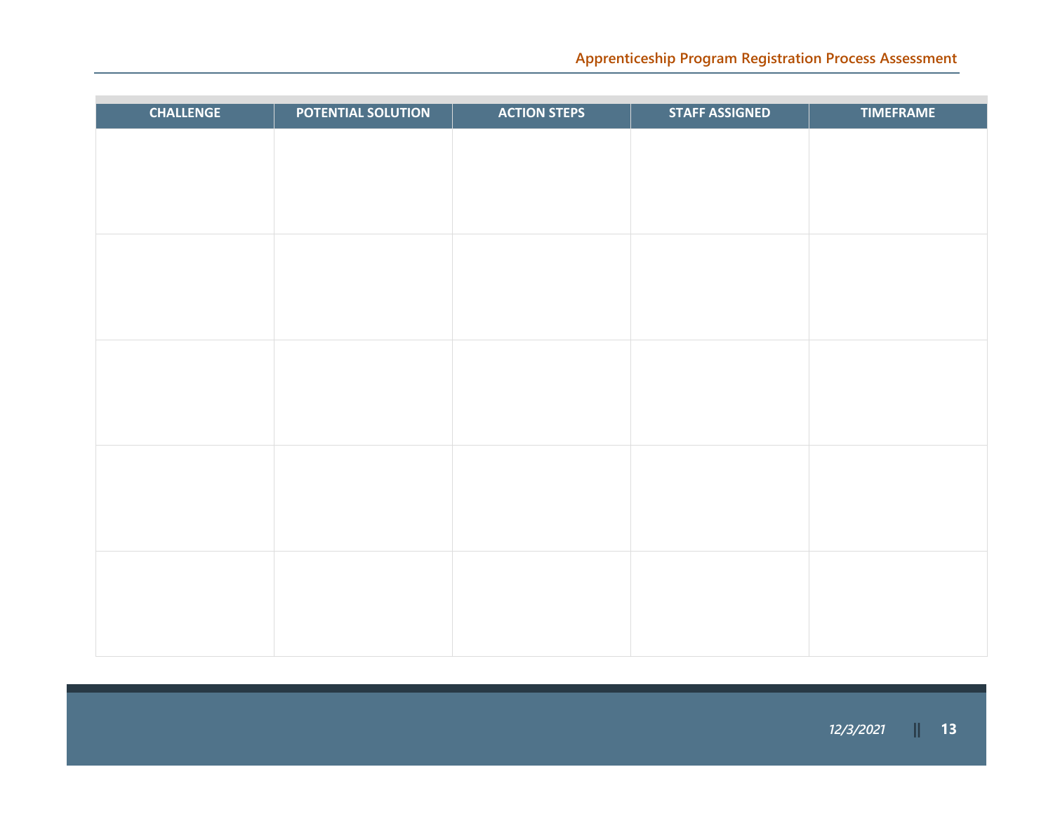| CHALLENGE | POTENTIAL SOLUTION | ACTION STEPS | STAFF ASSIGNED | TIMEFRAME |
|---|---|---|---|---|
| | | | | |
| | | | | |
| | | | | |
| | | | | |
| | | | | |